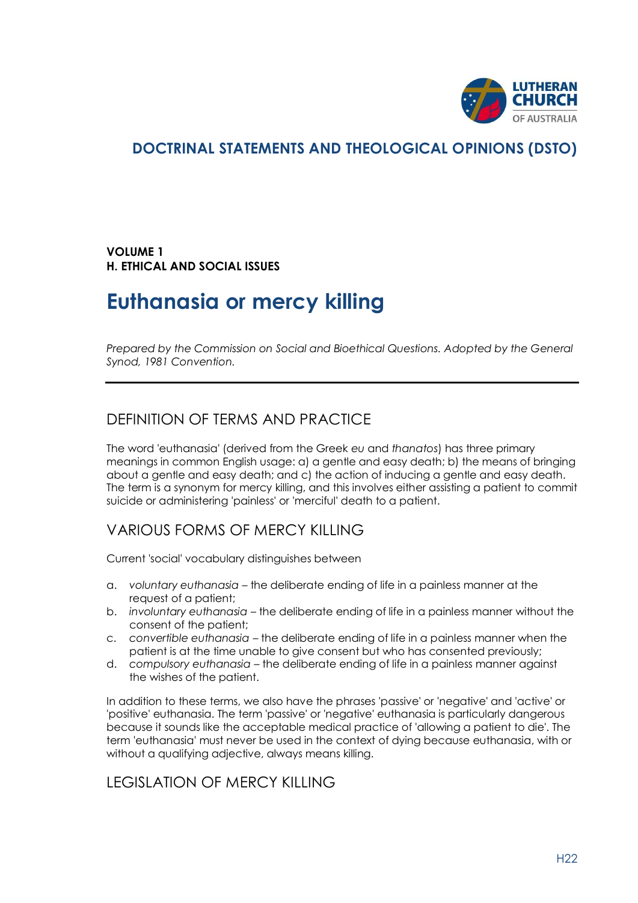LUTHERAN CHURCH OF AUSTRALIA

**DOCTRINAL STATEMENTS AND THEOLOGICAL OPINIONS (DSTO)**

**VOLUME 1**
**H. ETHICAL AND SOCIAL ISSUES**

# Euthanasia or mercy killing

*Prepared by the Commission on Social and Bioethical Questions. Adopted by the General Synod, 1981 Convention.*

---

## DEFINITION OF TERMS AND PRACTICE

The word 'euthanasia' (derived from the Greek *eu* and *thanatos*) has three primary meanings in common English usage: a) a gentle and easy death; b) the means of bringing about a gentle and easy death; and c) the action of inducing a gentle and easy death. The term is a synonym for mercy killing, and this involves either assisting a patient to commit suicide or administering 'painless' or 'merciful' death to a patient.

## VARIOUS FORMS OF MERCY KILLING

Current 'social' vocabulary distinguishes between

a. *voluntary euthanasia* – the deliberate ending of life in a painless manner at the request of a patient;
b. *involuntary euthanasia* – the deliberate ending of life in a painless manner without the consent of the patient;
c. *convertible euthanasia* – the deliberate ending of life in a painless manner when the patient is at the time unable to give consent but who has consented previously;
d. *compulsory euthanasia* – the deliberate ending of life in a painless manner against the wishes of the patient.

In addition to these terms, we also have the phrases 'passive' or 'negative' and 'active' or 'positive' euthanasia. The term 'passive' or 'negative' euthanasia is particularly dangerous because it sounds like the acceptable medical practice of 'allowing a patient to die'. The term 'euthanasia' must never be used in the context of dying because euthanasia, with or without a qualifying adjective, always means killing.

## LEGISLATION OF MERCY KILLING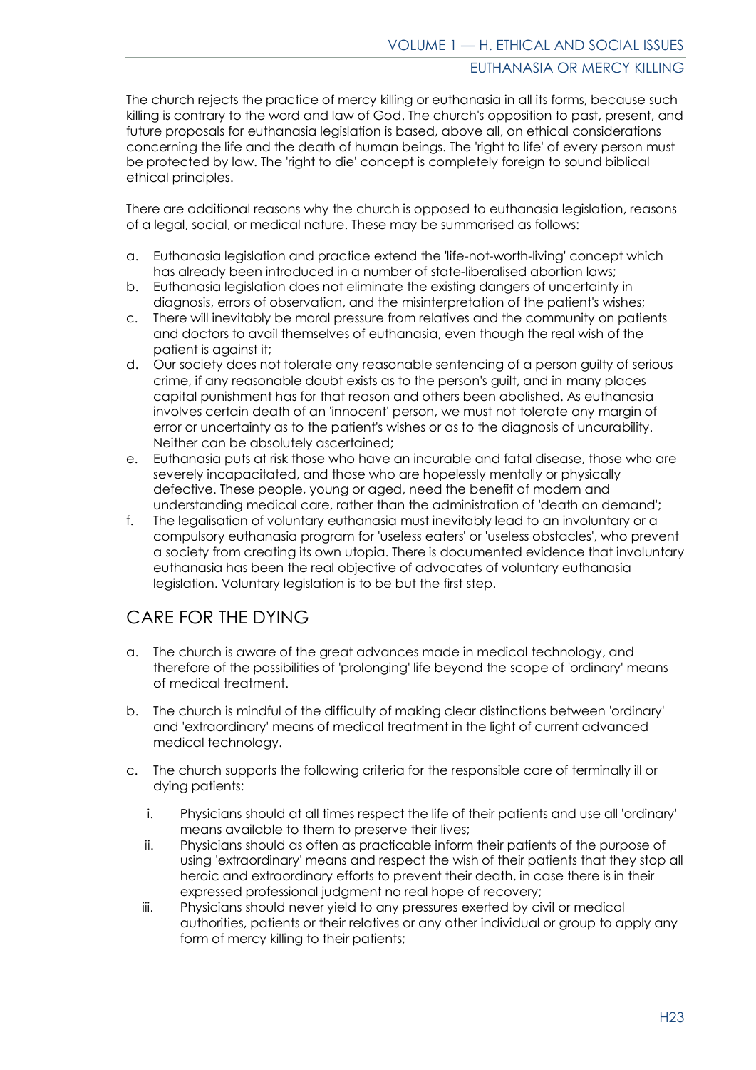The church rejects the practice of mercy killing or euthanasia in all its forms, because such killing is contrary to the word and law of God. The church's opposition to past, present, and future proposals for euthanasia legislation is based, above all, on ethical considerations concerning the life and the death of human beings. The 'right to life' of every person must be protected by law. The 'right to die' concept is completely foreign to sound biblical ethical principles.

There are additional reasons why the church is opposed to euthanasia legislation, reasons of a legal, social, or medical nature. These may be summarised as follows:

a. Euthanasia legislation and practice extend the 'life-not-worth-living' concept which has already been introduced in a number of state-liberalised abortion laws;
b. Euthanasia legislation does not eliminate the existing dangers of uncertainty in diagnosis, errors of observation, and the misinterpretation of the patient's wishes;
c. There will inevitably be moral pressure from relatives and the community on patients and doctors to avail themselves of euthanasia, even though the real wish of the patient is against it;
d. Our society does not tolerate any reasonable sentencing of a person guilty of serious crime, if any reasonable doubt exists as to the person's guilt, and in many places capital punishment has for that reason and others been abolished. As euthanasia involves certain death of an 'innocent' person, we must not tolerate any margin of error or uncertainty as to the patient's wishes or as to the diagnosis of uncurability. Neither can be absolutely ascertained;
e. Euthanasia puts at risk those who have an incurable and fatal disease, those who are severely incapacitated, and those who are hopelessly mentally or physically defective. These people, young or aged, need the benefit of modern and understanding medical care, rather than the administration of 'death on demand';
f. The legalisation of voluntary euthanasia must inevitably lead to an involuntary or a compulsory euthanasia program for 'useless eaters' or 'useless obstacles', who prevent a society from creating its own utopia. There is documented evidence that involuntary euthanasia has been the real objective of advocates of voluntary euthanasia legislation. Voluntary legislation is to be but the first step.

## CARE FOR THE DYING

a. The church is aware of the great advances made in medical technology, and therefore of the possibilities of 'prolonging' life beyond the scope of 'ordinary' means of medical treatment.

b. The church is mindful of the difficulty of making clear distinctions between 'ordinary' and 'extraordinary' means of medical treatment in the light of current advanced medical technology.

c. The church supports the following criteria for the responsible care of terminally ill or dying patients:

   i. Physicians should at all times respect the life of their patients and use all 'ordinary' means available to them to preserve their lives;
   ii. Physicians should as often as practicable inform their patients of the purpose of using 'extraordinary' means and respect the wish of their patients that they stop all heroic and extraordinary efforts to prevent their death, in case there is in their expressed professional judgment no real hope of recovery;
   iii. Physicians should never yield to any pressures exerted by civil or medical authorities, patients or their relatives or any other individual or group to apply any form of mercy killing to their patients;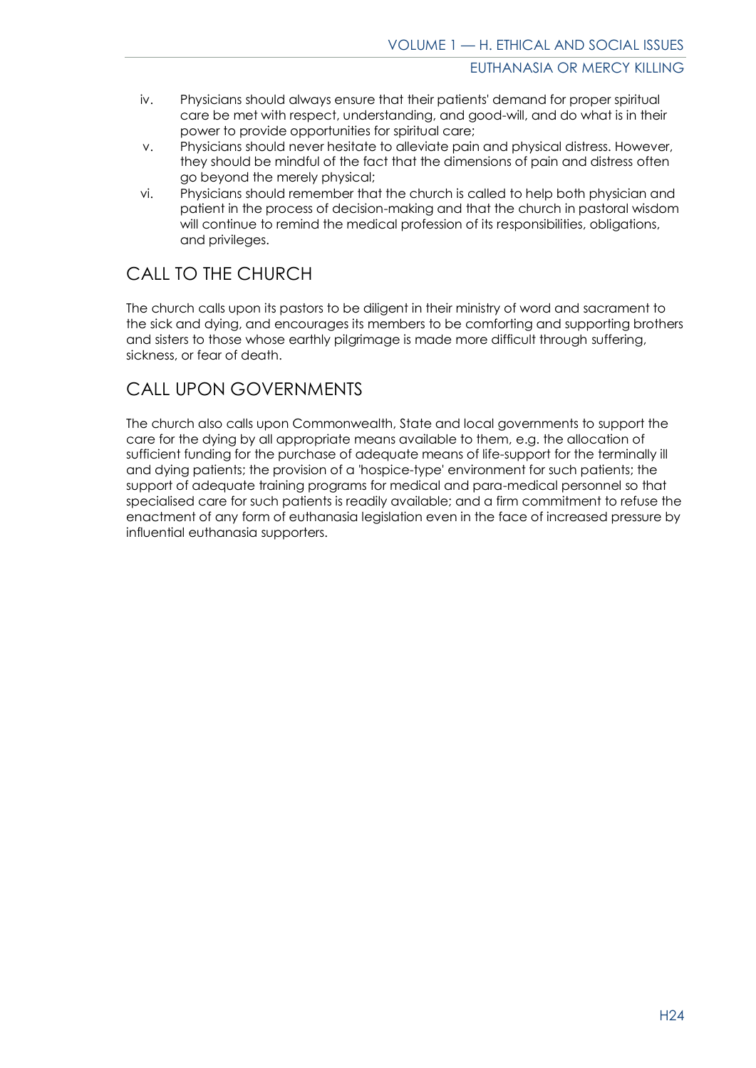iv. Physicians should always ensure that their patients' demand for proper spiritual care be met with respect, understanding, and good-will, and do what is in their power to provide opportunities for spiritual care;

v. Physicians should never hesitate to alleviate pain and physical distress. However, they should be mindful of the fact that the dimensions of pain and distress often go beyond the merely physical;

vi. Physicians should remember that the church is called to help both physician and patient in the process of decision-making and that the church in pastoral wisdom will continue to remind the medical profession of its responsibilities, obligations, and privileges.

## CALL TO THE CHURCH

The church calls upon its pastors to be diligent in their ministry of word and sacrament to the sick and dying, and encourages its members to be comforting and supporting brothers and sisters to those whose earthly pilgrimage is made more difficult through suffering, sickness, or fear of death.

## CALL UPON GOVERNMENTS

The church also calls upon Commonwealth, State and local governments to support the care for the dying by all appropriate means available to them, e.g. the allocation of sufficient funding for the purchase of adequate means of life-support for the terminally ill and dying patients; the provision of a 'hospice-type' environment for such patients; the support of adequate training programs for medical and para-medical personnel so that specialised care for such patients is readily available; and a firm commitment to refuse the enactment of any form of euthanasia legislation even in the face of increased pressure by influential euthanasia supporters.